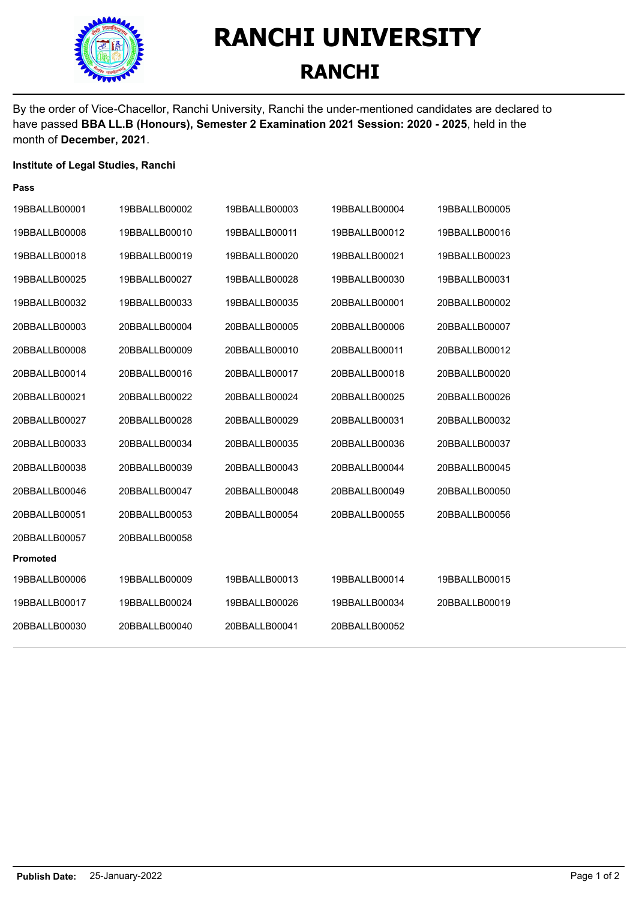# RANCHI UNIVERSITY

## RANCHI

By the order of Vice-Chacellor, Ranchi University, Ranchi the under-mentioned candidates are declared to have passed **BBA LL.B (Honours), Semester 2 Examination 2021 Session: 2020 - 2025**, held in the month of **December, 2021**.

**Institute of Legal Studies, Ranchi**

**Pass**

| | | | | |
|---|---|---|---|---|
| 19BBALLB00001 | 19BBALLB00002 | 19BBALLB00003 | 19BBALLB00004 | 19BBALLB00005 |
| 19BBALLB00008 | 19BBALLB00010 | 19BBALLB00011 | 19BBALLB00012 | 19BBALLB00016 |
| 19BBALLB00018 | 19BBALLB00019 | 19BBALLB00020 | 19BBALLB00021 | 19BBALLB00023 |
| 19BBALLB00025 | 19BBALLB00027 | 19BBALLB00028 | 19BBALLB00030 | 19BBALLB00031 |
| 19BBALLB00032 | 19BBALLB00033 | 19BBALLB00035 | 20BBALLB00001 | 20BBALLB00002 |
| 20BBALLB00003 | 20BBALLB00004 | 20BBALLB00005 | 20BBALLB00006 | 20BBALLB00007 |
| 20BBALLB00008 | 20BBALLB00009 | 20BBALLB00010 | 20BBALLB00011 | 20BBALLB00012 |
| 20BBALLB00014 | 20BBALLB00016 | 20BBALLB00017 | 20BBALLB00018 | 20BBALLB00020 |
| 20BBALLB00021 | 20BBALLB00022 | 20BBALLB00024 | 20BBALLB00025 | 20BBALLB00026 |
| 20BBALLB00027 | 20BBALLB00028 | 20BBALLB00029 | 20BBALLB00031 | 20BBALLB00032 |
| 20BBALLB00033 | 20BBALLB00034 | 20BBALLB00035 | 20BBALLB00036 | 20BBALLB00037 |
| 20BBALLB00038 | 20BBALLB00039 | 20BBALLB00043 | 20BBALLB00044 | 20BBALLB00045 |
| 20BBALLB00046 | 20BBALLB00047 | 20BBALLB00048 | 20BBALLB00049 | 20BBALLB00050 |
| 20BBALLB00051 | 20BBALLB00053 | 20BBALLB00054 | 20BBALLB00055 | 20BBALLB00056 |
| 20BBALLB00057 | 20BBALLB00058 | | | |

**Promoted**

| | | | | |
|---|---|---|---|---|
| 19BBALLB00006 | 19BBALLB00009 | 19BBALLB00013 | 19BBALLB00014 | 19BBALLB00015 |
| 19BBALLB00017 | 19BBALLB00024 | 19BBALLB00026 | 19BBALLB00034 | 20BBALLB00019 |
| 20BBALLB00030 | 20BBALLB00040 | 20BBALLB00041 | 20BBALLB00052 | |

**Publish Date:** 25-January-2022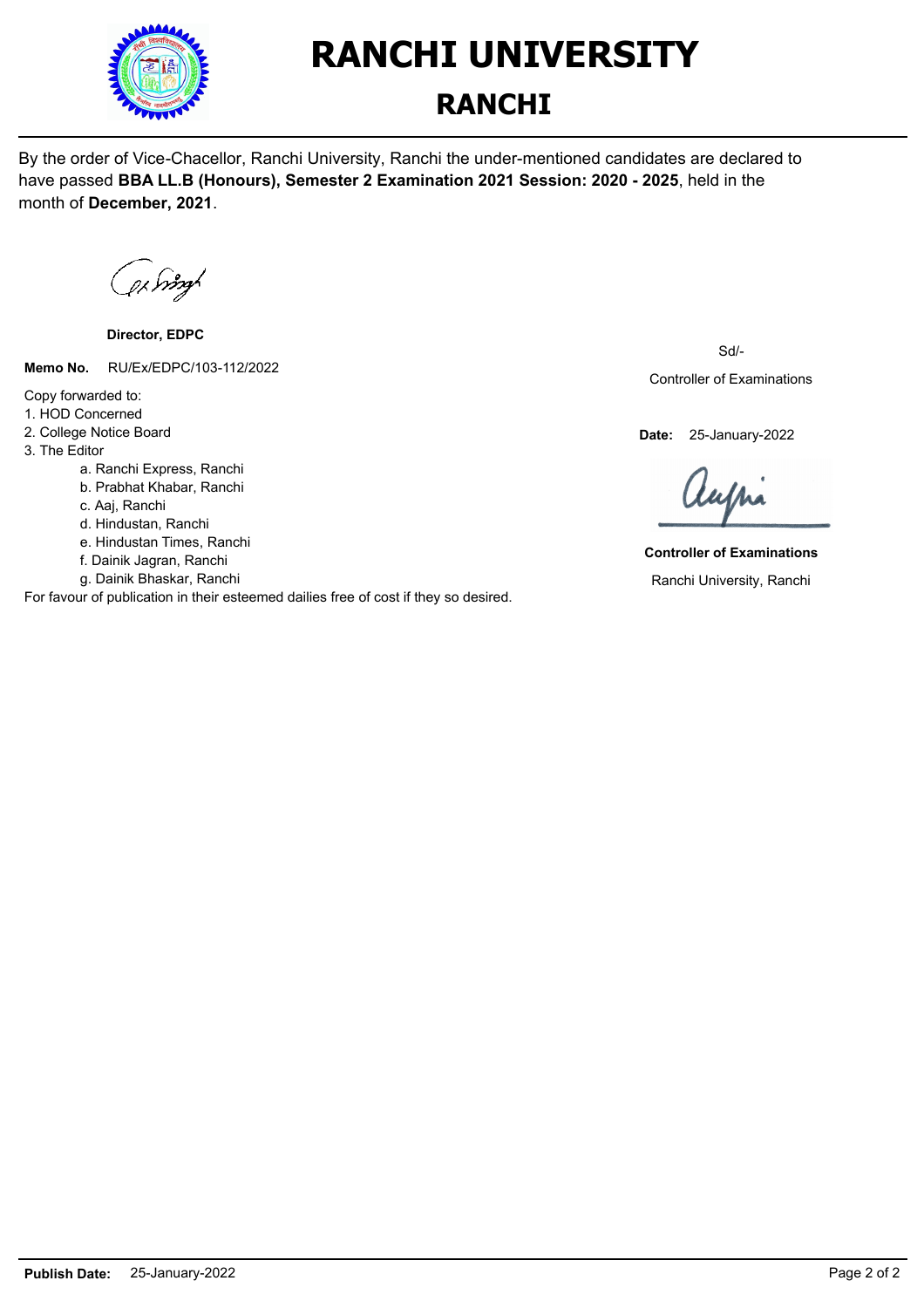# RANCHI UNIVERSITY

## RANCHI

By the order of Vice-Chacellor, Ranchi University, Ranchi the under-mentioned candidates are declared to have passed **BBA LL.B (Honours), Semester 2 Examination 2021 Session: 2020 - 2025**, held in the month of **December, 2021**.

**Director, EDPC**

Sd/-

Controller of Examinations

**Memo No.** RU/Ex/EDPC/103-112/2022

**Date:** 25-January-2022

Copy forwarded to:

1. HOD Concerned
2. College Notice Board
3. The Editor
    - a. Ranchi Express, Ranchi
    - b. Prabhat Khabar, Ranchi
    - c. Aaj, Ranchi
    - d. Hindustan, Ranchi
    - e. Hindustan Times, Ranchi
    - f. Dainik Jagran, Ranchi
    - g. Dainik Bhaskar, Ranchi

For favour of publication in their esteemed dailies free of cost if they so desired.

**Controller of Examinations**

Ranchi University, Ranchi

**Publish Date:** 25-January-2022